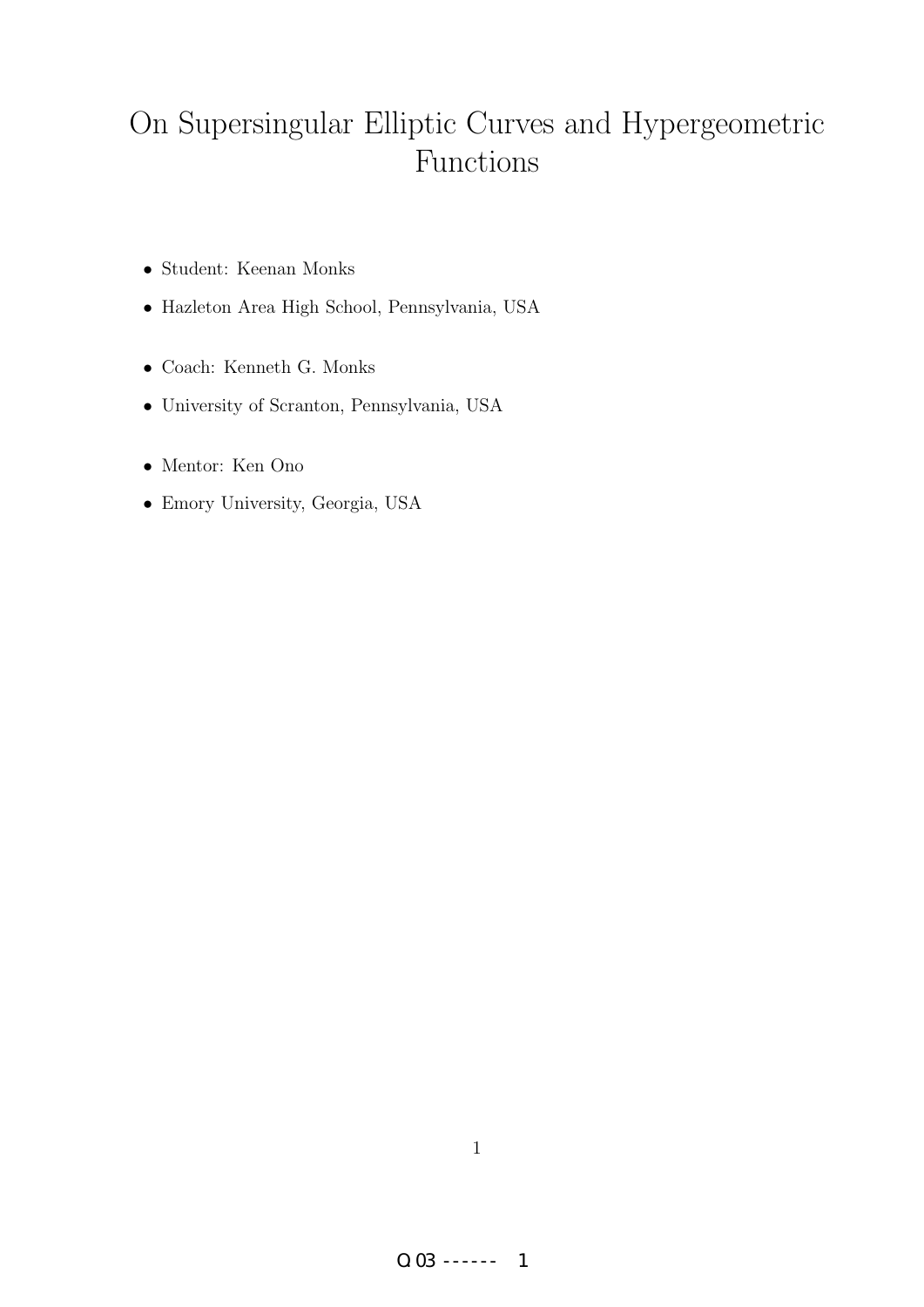# On Supersingular Elliptic Curves and Hypergeometric Functions

- Student: Keenan Monks
- Hazleton Area High School, Pennsylvania, USA

- Coach: Kenneth G. Monks
- University of Scranton, Pennsylvania, USA

- Mentor: Ken Ono
- Emory University, Georgia, USA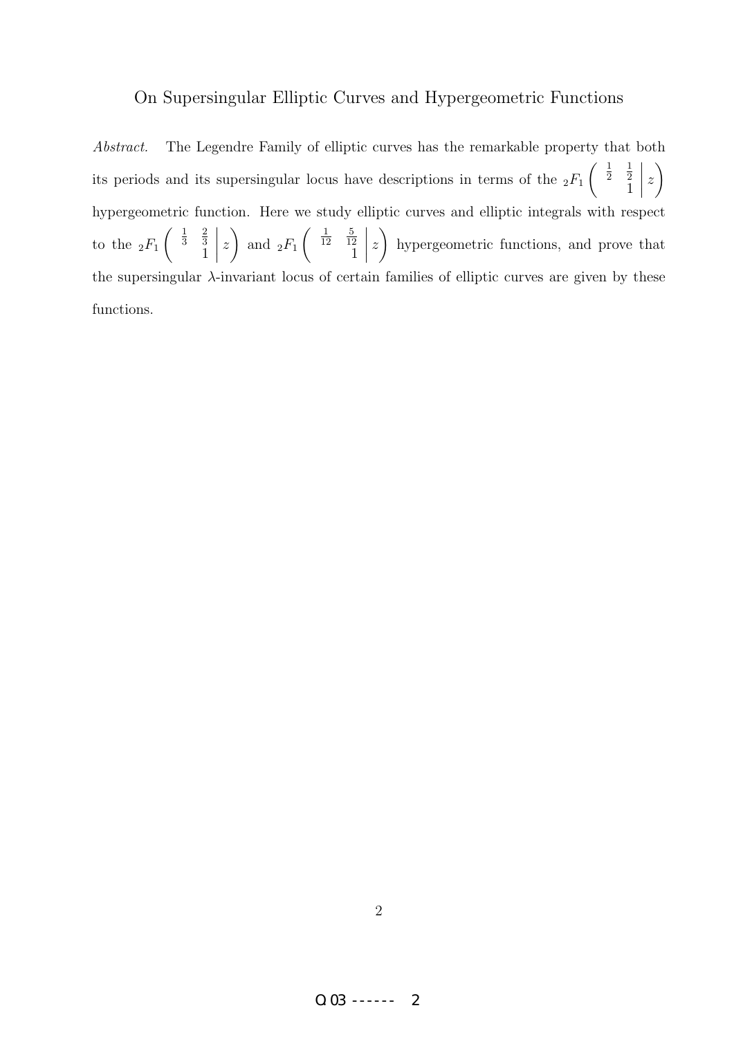On Supersingular Elliptic Curves and Hypergeometric Functions

*Abstract.* The Legendre Family of elliptic curves has the remarkable property that both its periods and its supersingular locus have descriptions in terms of the ${}_2F_1\left(\begin{array}{cc} \frac{1}{2} & \frac{1}{2} \\ & 1 \end{array} \middle| \, z\right)$ hypergeometric function. Here we study elliptic curves and elliptic integrals with respect to the ${}_2F_1\left(\begin{array}{cc} \frac{1}{3} & \frac{2}{3} \\ & 1 \end{array} \middle| \, z\right)$ and ${}_2F_1\left(\begin{array}{cc} \frac{1}{12} & \frac{5}{12} \\ & 1 \end{array} \middle| \, z\right)$ hypergeometric functions, and prove that the supersingular $\lambda$-invariant locus of certain families of elliptic curves are given by these functions.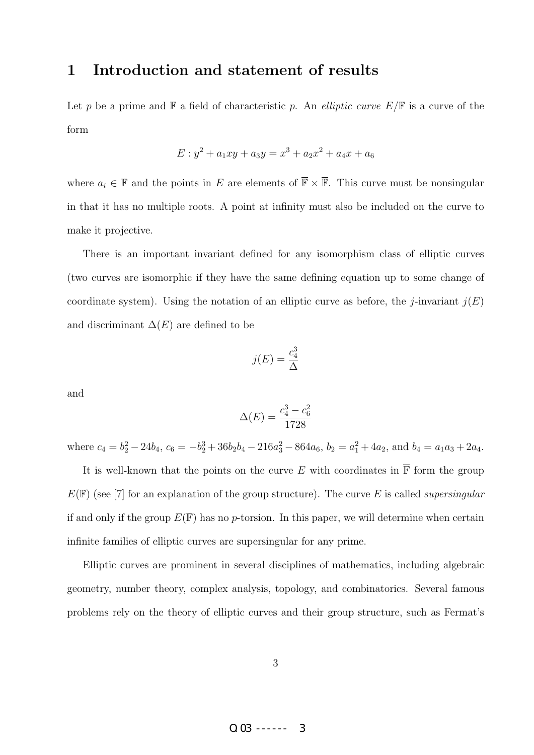# 1 Introduction and statement of results

Let $p$ be a prime and $\mathbb{F}$ a field of characteristic $p$. An *elliptic curve* $E/\mathbb{F}$ is a curve of the form

$$E : y^2 + a_1xy + a_3y = x^3 + a_2x^2 + a_4x + a_6$$

where $a_i \in \mathbb{F}$ and the points in $E$ are elements of $\overline{\mathbb{F}} \times \overline{\mathbb{F}}$. This curve must be nonsingular in that it has no multiple roots. A point at infinity must also be included on the curve to make it projective.

There is an important invariant defined for any isomorphism class of elliptic curves (two curves are isomorphic if they have the same defining equation up to some change of coordinate system). Using the notation of an elliptic curve as before, the $j$-invariant $j(E)$ and discriminant $\Delta(E)$ are defined to be

$$j(E) = \frac{c_4^3}{\Delta}$$

and

$$\Delta(E) = \frac{c_4^3 - c_6^2}{1728}$$

where $c_4 = b_2^2 - 24b_4$, $c_6 = -b_2^3 + 36b_2b_4 - 216a_3^2 - 864a_6$, $b_2 = a_1^2 + 4a_2$, and $b_4 = a_1a_3 + 2a_4$.

It is well-known that the points on the curve $E$ with coordinates in $\overline{\mathbb{F}}$ form the group $E(\mathbb{F})$ (see [7] for an explanation of the group structure). The curve $E$ is called *supersingular* if and only if the group $E(\mathbb{F})$ has no $p$-torsion. In this paper, we will determine when certain infinite families of elliptic curves are supersingular for any prime.

Elliptic curves are prominent in several disciplines of mathematics, including algebraic geometry, number theory, complex analysis, topology, and combinatorics. Several famous problems rely on the theory of elliptic curves and their group structure, such as Fermat's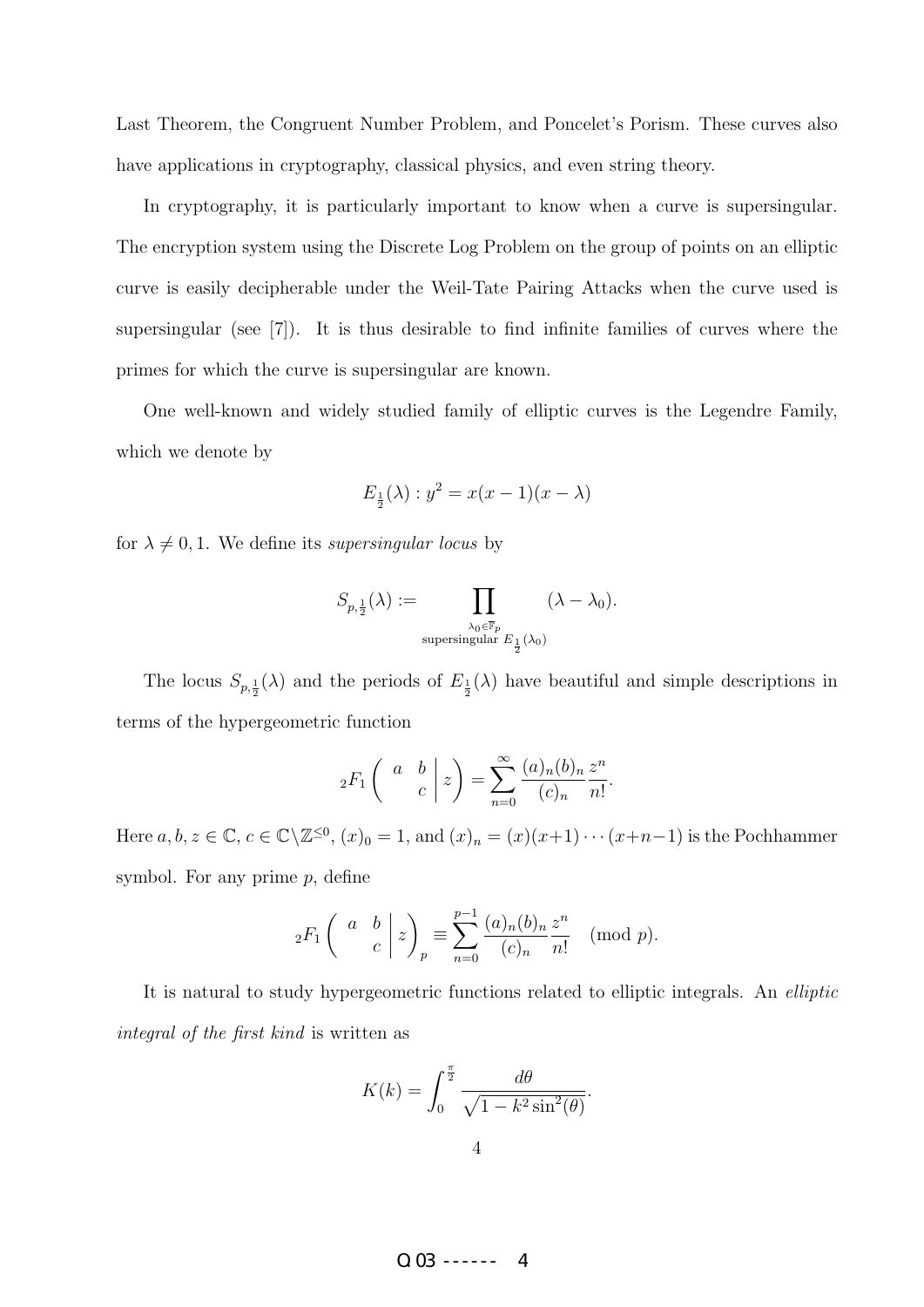Last Theorem, the Congruent Number Problem, and Poncelet's Porism. These curves also have applications in cryptography, classical physics, and even string theory.

In cryptography, it is particularly important to know when a curve is supersingular. The encryption system using the Discrete Log Problem on the group of points on an elliptic curve is easily decipherable under the Weil-Tate Pairing Attacks when the curve used is supersingular (see [7]). It is thus desirable to find infinite families of curves where the primes for which the curve is supersingular are known.

One well-known and widely studied family of elliptic curves is the Legendre Family, which we denote by

$$E_{\frac{1}{2}}(\lambda) : y^2 = x(x-1)(x-\lambda)$$

for $\lambda \neq 0, 1$. We define its *supersingular locus* by

$$S_{p,\frac{1}{2}}(\lambda) := \prod_{\substack{\lambda_0 \in \overline{\mathbb{F}}_p \\ \text{supersingular } E_{\frac{1}{2}}(\lambda_0)}} (\lambda - \lambda_0).$$

The locus $S_{p,\frac{1}{2}}(\lambda)$ and the periods of $E_{\frac{1}{2}}(\lambda)$ have beautiful and simple descriptions in terms of the hypergeometric function

$${}_2F_1\left( \begin{array}{cc} a & b \\ & c \end{array} \middle| \, z \right) = \sum_{n=0}^{\infty} \frac{(a)_n (b)_n}{(c)_n} \frac{z^n}{n!}.$$

Here $a, b, z \in \mathbb{C}$, $c \in \mathbb{C} \backslash \mathbb{Z}^{\leq 0}$, $(x)_0 = 1$, and $(x)_n = (x)(x+1) \cdots (x+n-1)$ is the Pochhammer symbol. For any prime $p$, define

$${}_2F_1\left( \begin{array}{cc} a & b \\ & c \end{array} \middle| \, z \right)_p \equiv \sum_{n=0}^{p-1} \frac{(a)_n (b)_n}{(c)_n} \frac{z^n}{n!} \pmod{p}.$$

It is natural to study hypergeometric functions related to elliptic integrals. An *elliptic integral of the first kind* is written as

$$K(k) = \int_0^{\frac{\pi}{2}} \frac{d\theta}{\sqrt{1 - k^2 \sin^2(\theta)}}.$$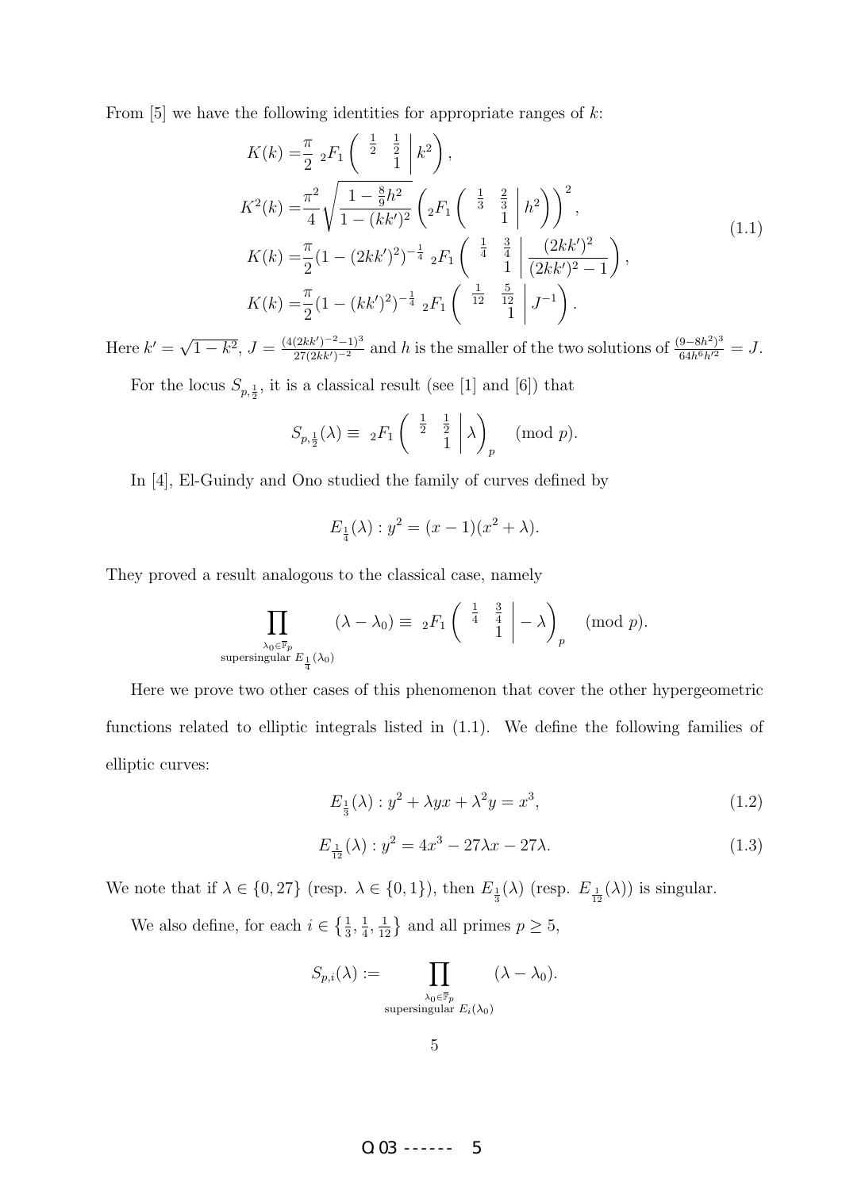From [5] we have the following identities for appropriate ranges of $k$:

$$
\begin{aligned}
K(k) =& \frac{\pi}{2}\ {}_2F_1\left(\begin{matrix} \frac{1}{2} & \frac{1}{2} \\ & 1 \end{matrix} \,\middle|\, k^2\right), \\
K^2(k) =& \frac{\pi^2}{4}\sqrt{\frac{1-\frac{8}{9}h^2}{1-(kk')^2}}\left({}_2F_1\left(\begin{matrix} \frac{1}{3} & \frac{2}{3} \\ & 1 \end{matrix} \,\middle|\, h^2\right)\right)^2, \\
K(k) =& \frac{\pi}{2}(1-(2kk')^2)^{-\frac{1}{4}}\ {}_2F_1\left(\begin{matrix} \frac{1}{4} & \frac{3}{4} \\ & 1 \end{matrix} \,\middle|\, \frac{(2kk')^2}{(2kk')^2-1}\right), \\
K(k) =& \frac{\pi}{2}(1-(kk')^2)^{-\frac{1}{4}}\ {}_2F_1\left(\begin{matrix} \frac{1}{12} & \frac{5}{12} \\ & 1 \end{matrix} \,\middle|\, J^{-1}\right).
\end{aligned}
\tag{1.1}
$$

Here $k' = \sqrt{1-k^2}$, $J = \frac{(4(2kk')^{-2}-1)^3}{27(2kk')^{-2}}$ and $h$ is the smaller of the two solutions of $\frac{(9-8h^2)^3}{64h^6h'^2} = J$.

For the locus $S_{p,\frac{1}{2}}$, it is a classical result (see [1] and [6]) that

$$S_{p,\frac{1}{2}}(\lambda) \equiv\ {}_2F_1\left(\begin{matrix} \frac{1}{2} & \frac{1}{2} \\ & 1 \end{matrix} \,\middle|\, \lambda\right)_p \pmod p.$$

In [4], El-Guindy and Ono studied the family of curves defined by

$$E_{\frac{1}{4}}(\lambda) : y^2 = (x-1)(x^2+\lambda).$$

They proved a result analogous to the classical case, namely

$$\prod_{\substack{\lambda_0\in\overline{\mathbb{F}}_p \\ \text{supersingular } E_{\frac{1}{4}}(\lambda_0)}} (\lambda-\lambda_0) \equiv\ {}_2F_1\left(\begin{matrix} \frac{1}{4} & \frac{3}{4} \\ & 1 \end{matrix} \,\middle|\, -\lambda\right)_p \pmod p.$$

Here we prove two other cases of this phenomenon that cover the other hypergeometric functions related to elliptic integrals listed in (1.1). We define the following families of elliptic curves:

$$E_{\frac{1}{3}}(\lambda) : y^2 + \lambda yx + \lambda^2 y = x^3, \tag{1.2}$$

$$E_{\frac{1}{12}}(\lambda) : y^2 = 4x^3 - 27\lambda x - 27\lambda. \tag{1.3}$$

We note that if $\lambda \in \{0, 27\}$ (resp. $\lambda \in \{0, 1\}$), then $E_{\frac{1}{3}}(\lambda)$ (resp. $E_{\frac{1}{12}}(\lambda)$) is singular.

We also define, for each $i \in \left\{\frac{1}{3}, \frac{1}{4}, \frac{1}{12}\right\}$ and all primes $p \geq 5$,

$$S_{p,i}(\lambda) := \prod_{\substack{\lambda_0\in\overline{\mathbb{F}}_p \\ \text{supersingular } E_i(\lambda_0)}} (\lambda - \lambda_0).$$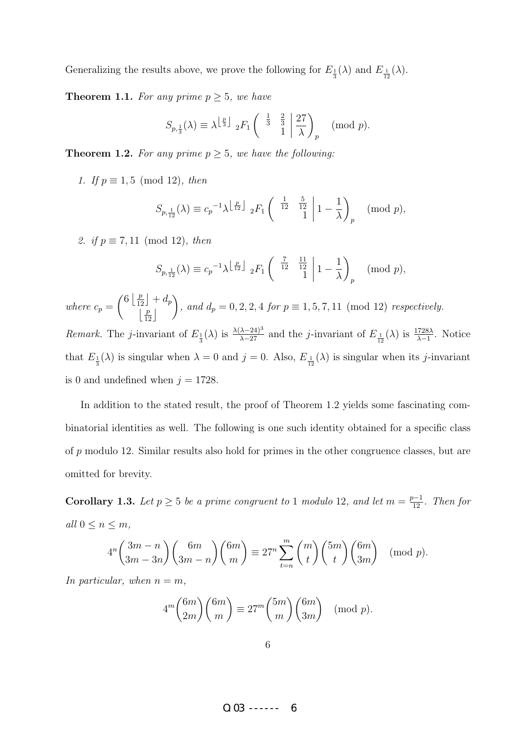Generalizing the results above, we prove the following for $E_{\frac{1}{3}}(\lambda)$ and $E_{\frac{1}{12}}(\lambda)$.

**Theorem 1.1.** *For any prime $p \geq 5$, we have*

$$S_{p,\frac{1}{3}}(\lambda) \equiv \lambda^{\left\lfloor \frac{p}{3} \right\rfloor} {}_2F_1\left( \begin{matrix} \frac{1}{3} & \frac{2}{3} \\ & 1 \end{matrix} \,\middle|\, \frac{27}{\lambda} \right)_p \pmod{p}.$$

**Theorem 1.2.** *For any prime $p \geq 5$, we have the following:*

1. *If $p \equiv 1, 5 \pmod{12}$, then*

$$S_{p,\frac{1}{12}}(\lambda) \equiv {c_p}^{-1} \lambda^{\left\lfloor \frac{p}{12} \right\rfloor} {}_2F_1\left( \begin{matrix} \frac{1}{12} & \frac{5}{12} \\ & 1 \end{matrix} \,\middle|\, 1 - \frac{1}{\lambda} \right)_p \pmod{p},$$

2. *if $p \equiv 7, 11 \pmod{12}$, then*

$$S_{p,\frac{1}{12}}(\lambda) \equiv {c_p}^{-1} \lambda^{\left\lfloor \frac{p}{12} \right\rfloor} {}_2F_1\left( \begin{matrix} \frac{7}{12} & \frac{11}{12} \\ & 1 \end{matrix} \,\middle|\, 1 - \frac{1}{\lambda} \right)_p \pmod{p},$$

*where $c_p = \binom{6\left\lfloor \frac{p}{12} \right\rfloor + d_p}{\left\lfloor \frac{p}{12} \right\rfloor}$, and $d_p = 0, 2, 2, 4$ for $p \equiv 1, 5, 7, 11 \pmod{12}$ respectively.*

*Remark.* The $j$-invariant of $E_{\frac{1}{3}}(\lambda)$ is $\frac{\lambda(\lambda-24)^3}{\lambda-27}$ and the $j$-invariant of $E_{\frac{1}{12}}(\lambda)$ is $\frac{1728\lambda}{\lambda-1}$. Notice that $E_{\frac{1}{3}}(\lambda)$ is singular when $\lambda = 0$ and $j = 0$. Also, $E_{\frac{1}{12}}(\lambda)$ is singular when its $j$-invariant is 0 and undefined when $j = 1728$.

In addition to the stated result, the proof of Theorem 1.2 yields some fascinating combinatorial identities as well. The following is one such identity obtained for a specific class of $p$ modulo 12. Similar results also hold for primes in the other congruence classes, but are omitted for brevity.

**Corollary 1.3.** *Let $p \geq 5$ be a prime congruent to 1 modulo 12, and let $m = \frac{p-1}{12}$. Then for all $0 \leq n \leq m$,*

$$4^n \binom{3m-n}{3m-3n} \binom{6m}{3m-n} \binom{6m}{m} \equiv 27^n \sum_{t=n}^{m} \binom{m}{t} \binom{5m}{t} \binom{6m}{3m} \pmod{p}.$$

*In particular, when $n = m$,*

$$4^m \binom{6m}{2m} \binom{6m}{m} \equiv 27^m \binom{5m}{m} \binom{6m}{3m} \pmod{p}.$$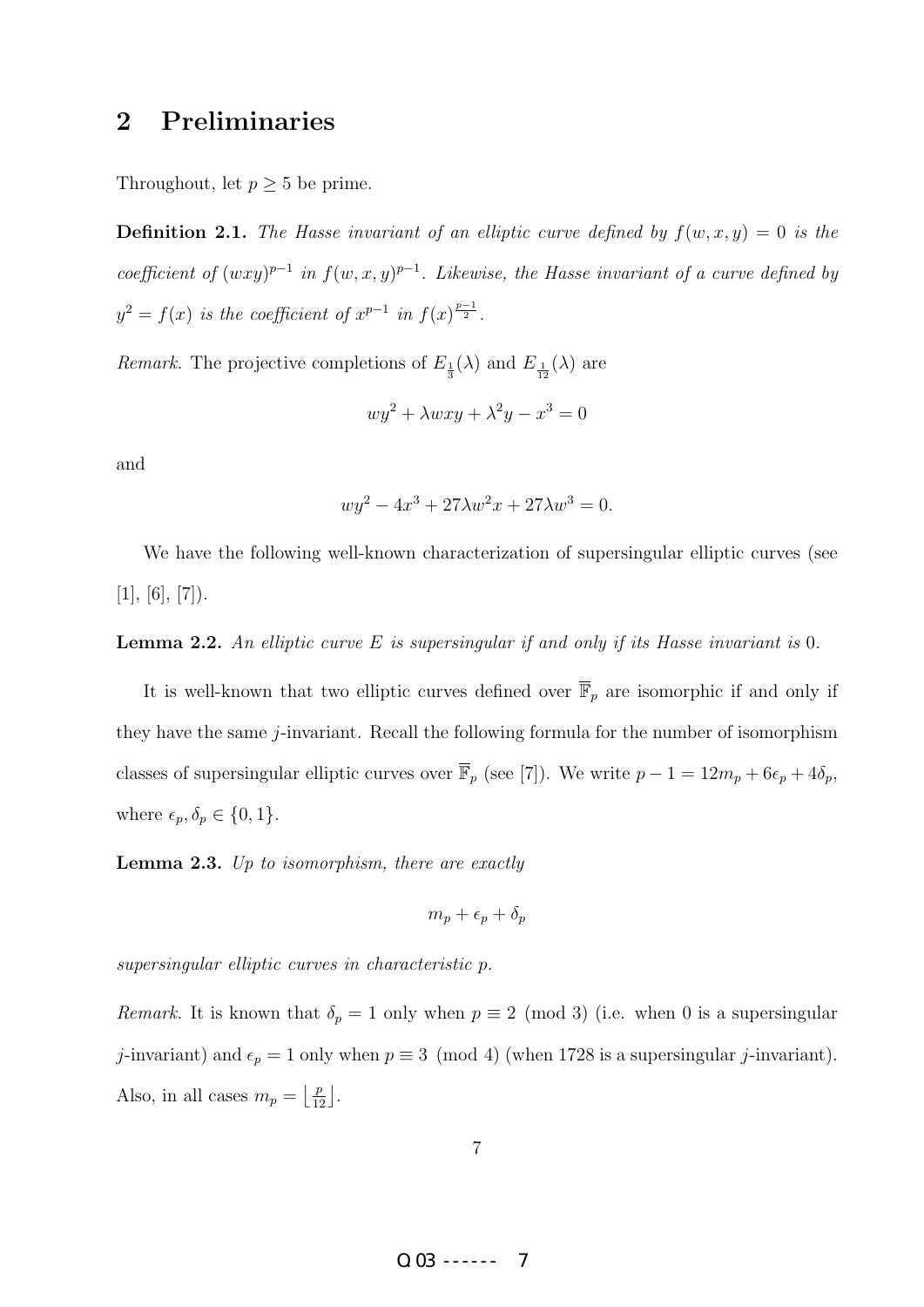## 2 Preliminaries

Throughout, let $p \geq 5$ be prime.

**Definition 2.1.** *The Hasse invariant of an elliptic curve defined by $f(w,x,y) = 0$ is the coefficient of $(wxy)^{p-1}$ in $f(w,x,y)^{p-1}$. Likewise, the Hasse invariant of a curve defined by $y^2 = f(x)$ is the coefficient of $x^{p-1}$ in $f(x)^{\frac{p-1}{2}}$.*

*Remark.* The projective completions of $E_{\frac{1}{3}}(\lambda)$ and $E_{\frac{1}{12}}(\lambda)$ are

$$wy^2 + \lambda wxy + \lambda^2 y - x^3 = 0$$

and

$$wy^2 - 4x^3 + 27\lambda w^2 x + 27\lambda w^3 = 0.$$

We have the following well-known characterization of supersingular elliptic curves (see [1], [6], [7]).

**Lemma 2.2.** *An elliptic curve $E$ is supersingular if and only if its Hasse invariant is* 0.

It is well-known that two elliptic curves defined over $\overline{\mathbb{F}}_p$ are isomorphic if and only if they have the same $j$-invariant. Recall the following formula for the number of isomorphism classes of supersingular elliptic curves over $\overline{\mathbb{F}}_p$ (see [7]). We write $p - 1 = 12m_p + 6\epsilon_p + 4\delta_p$, where $\epsilon_p, \delta_p \in \{0, 1\}$.

**Lemma 2.3.** *Up to isomorphism, there are exactly*

$$m_p + \epsilon_p + \delta_p$$

*supersingular elliptic curves in characteristic $p$.*

*Remark.* It is known that $\delta_p = 1$ only when $p \equiv 2 \pmod 3$ (i.e. when 0 is a supersingular $j$-invariant) and $\epsilon_p = 1$ only when $p \equiv 3 \pmod 4$ (when 1728 is a supersingular $j$-invariant). Also, in all cases $m_p = \left\lfloor \frac{p}{12} \right\rfloor$.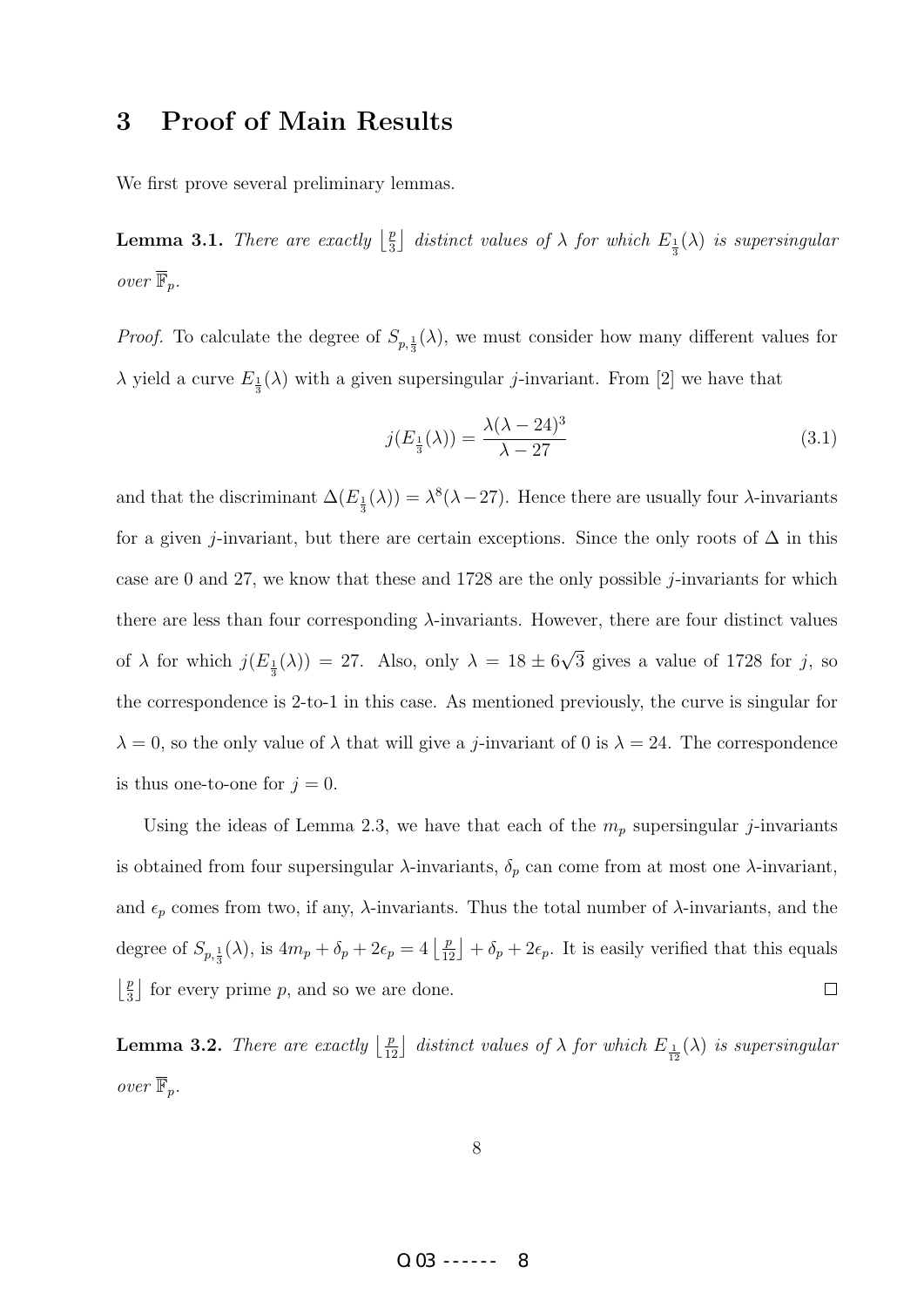## 3 Proof of Main Results

We first prove several preliminary lemmas.

**Lemma 3.1.** *There are exactly $\left\lfloor \frac{p}{3} \right\rfloor$ distinct values of $\lambda$ for which $E_{\frac{1}{3}}(\lambda)$ is supersingular over $\overline{\mathbb{F}}_p$.*

*Proof.* To calculate the degree of $S_{p,\frac{1}{3}}(\lambda)$, we must consider how many different values for $\lambda$ yield a curve $E_{\frac{1}{3}}(\lambda)$ with a given supersingular $j$-invariant. From [2] we have that

$$j(E_{\frac{1}{3}}(\lambda)) = \frac{\lambda(\lambda - 24)^3}{\lambda - 27} \tag{3.1}$$

and that the discriminant $\Delta(E_{\frac{1}{3}}(\lambda)) = \lambda^8(\lambda - 27)$. Hence there are usually four $\lambda$-invariants for a given $j$-invariant, but there are certain exceptions. Since the only roots of $\Delta$ in this case are 0 and 27, we know that these and 1728 are the only possible $j$-invariants for which there are less than four corresponding $\lambda$-invariants. However, there are four distinct values of $\lambda$ for which $j(E_{\frac{1}{3}}(\lambda)) = 27$. Also, only $\lambda = 18 \pm 6\sqrt{3}$ gives a value of 1728 for $j$, so the correspondence is 2-to-1 in this case. As mentioned previously, the curve is singular for $\lambda = 0$, so the only value of $\lambda$ that will give a $j$-invariant of 0 is $\lambda = 24$. The correspondence is thus one-to-one for $j = 0$.

Using the ideas of Lemma 2.3, we have that each of the $m_p$ supersingular $j$-invariants is obtained from four supersingular $\lambda$-invariants, $\delta_p$ can come from at most one $\lambda$-invariant, and $\epsilon_p$ comes from two, if any, $\lambda$-invariants. Thus the total number of $\lambda$-invariants, and the degree of $S_{p,\frac{1}{3}}(\lambda)$, is $4m_p + \delta_p + 2\epsilon_p = 4\left\lfloor \frac{p}{12} \right\rfloor + \delta_p + 2\epsilon_p$. It is easily verified that this equals $\left\lfloor \frac{p}{3} \right\rfloor$ for every prime $p$, and so we are done. □

**Lemma 3.2.** *There are exactly $\left\lfloor \frac{p}{12} \right\rfloor$ distinct values of $\lambda$ for which $E_{\frac{1}{12}}(\lambda)$ is supersingular over $\overline{\mathbb{F}}_p$.*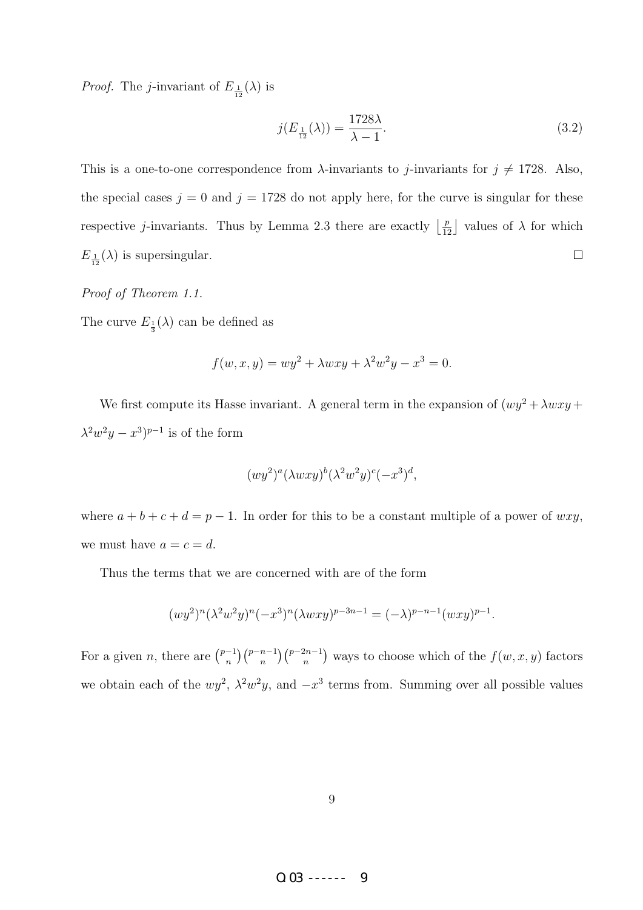*Proof.* The $j$-invariant of $E_{\frac{1}{12}}(\lambda)$ is

$$j(E_{\frac{1}{12}}(\lambda)) = \frac{1728\lambda}{\lambda - 1}. \tag{3.2}$$

This is a one-to-one correspondence from $\lambda$-invariants to $j$-invariants for $j \neq 1728$. Also, the special cases $j = 0$ and $j = 1728$ do not apply here, for the curve is singular for these respective $j$-invariants. Thus by Lemma 2.3 there are exactly $\left\lfloor \frac{p}{12} \right\rfloor$ values of $\lambda$ for which $E_{\frac{1}{12}}(\lambda)$ is supersingular. $\square$

*Proof of Theorem 1.1.*

The curve $E_{\frac{1}{3}}(\lambda)$ can be defined as

$$f(w, x, y) = wy^2 + \lambda wxy + \lambda^2 w^2 y - x^3 = 0.$$

We first compute its Hasse invariant. A general term in the expansion of $(wy^2 + \lambda wxy + \lambda^2 w^2 y - x^3)^{p-1}$ is of the form

$$(wy^2)^a (\lambda wxy)^b (\lambda^2 w^2 y)^c (-x^3)^d,$$

where $a + b + c + d = p - 1$. In order for this to be a constant multiple of a power of $wxy$, we must have $a = c = d$.

Thus the terms that we are concerned with are of the form

$$(wy^2)^n (\lambda^2 w^2 y)^n (-x^3)^n (\lambda wxy)^{p-3n-1} = (-\lambda)^{p-n-1} (wxy)^{p-1}.$$

For a given $n$, there are $\binom{p-1}{n}\binom{p-n-1}{n}\binom{p-2n-1}{n}$ ways to choose which of the $f(w, x, y)$ factors we obtain each of the $wy^2$, $\lambda^2 w^2 y$, and $-x^3$ terms from. Summing over all possible values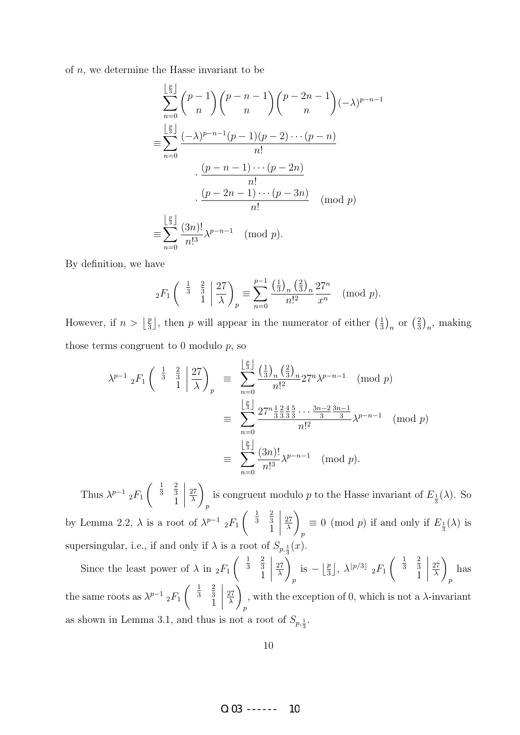of $n$, we determine the Hasse invariant to be

$$
\begin{aligned}
&\sum_{n=0}^{\left\lfloor \frac{p}{3} \right\rfloor} \binom{p-1}{n}\binom{p-n-1}{n}\binom{p-2n-1}{n}(-\lambda)^{p-n-1} \\
\equiv &\sum_{n=0}^{\left\lfloor \frac{p}{3} \right\rfloor} \frac{(-\lambda)^{p-n-1}(p-1)(p-2)\cdots(p-n)}{n!} \\
&\quad \cdot \frac{(p-n-1)\cdots(p-2n)}{n!} \\
&\quad \cdot \frac{(p-2n-1)\cdots(p-3n)}{n!} \pmod{p} \\
\equiv &\sum_{n=0}^{\left\lfloor \frac{p}{3} \right\rfloor} \frac{(3n)!}{n!^3}\lambda^{p-n-1} \pmod{p}.
\end{aligned}
$$

By definition, we have

$$
{}_2F_1\left( \begin{array}{cc} \frac{1}{3} & \frac{2}{3} \\ & 1 \end{array} \middle| \frac{27}{\lambda} \right)_p \equiv \sum_{n=0}^{p-1} \frac{\left(\frac{1}{3}\right)_n \left(\frac{2}{3}\right)_n}{n!^2} \frac{27^n}{x^n} \pmod{p}.
$$

However, if $n > \left\lfloor \frac{p}{3} \right\rfloor$, then $p$ will appear in the numerator of either $\left(\frac{1}{3}\right)_n$ or $\left(\frac{2}{3}\right)_n$, making those terms congruent to 0 modulo $p$, so

$$
\begin{aligned}
\lambda^{p-1}\ {}_2F_1\left( \begin{array}{cc} \frac{1}{3} & \frac{2}{3} \\ & 1 \end{array} \middle| \frac{27}{\lambda} \right)_p &\equiv \sum_{n=0}^{\left\lfloor \frac{p}{3} \right\rfloor} \frac{\left(\frac{1}{3}\right)_n \left(\frac{2}{3}\right)_n}{n!^2} 27^n \lambda^{p-n-1} \pmod{p} \\
&\equiv \sum_{n=0}^{\left\lfloor \frac{p}{3} \right\rfloor} \frac{27^n \frac{1}{3}\frac{2}{3}\frac{4}{3}\frac{5}{3}\cdots\frac{3n-2}{3}\frac{3n-1}{3}}{n!^2} \lambda^{p-n-1} \pmod{p} \\
&\equiv \sum_{n=0}^{\left\lfloor \frac{p}{3} \right\rfloor} \frac{(3n)!}{n!^3} \lambda^{p-n-1} \pmod{p}.
\end{aligned}
$$

Thus $\lambda^{p-1}\ {}_2F_1\left( \begin{array}{cc} \frac{1}{3} & \frac{2}{3} \\ & 1 \end{array} \middle| \frac{27}{\lambda} \right)_p$ is congruent modulo $p$ to the Hasse invariant of $E_{\frac{1}{3}}(\lambda)$. So by Lemma 2.2, $\lambda$ is a root of $\lambda^{p-1}\ {}_2F_1\left( \begin{array}{cc} \frac{1}{3} & \frac{2}{3} \\ & 1 \end{array} \middle| \frac{27}{\lambda} \right)_p \equiv 0 \pmod{p}$ if and only if $E_{\frac{1}{3}}(\lambda)$ is supersingular, i.e., if and only if $\lambda$ is a root of $S_{p,\frac{1}{3}}(x)$.

Since the least power of $\lambda$ in ${}_2F_1\left( \begin{array}{cc} \frac{1}{3} & \frac{2}{3} \\ & 1 \end{array} \middle| \frac{27}{\lambda} \right)_p$ is $-\left\lfloor \frac{p}{3} \right\rfloor$, $\lambda^{\lfloor p/3 \rfloor}\ {}_2F_1\left( \begin{array}{cc} \frac{1}{3} & \frac{2}{3} \\ & 1 \end{array} \middle| \frac{27}{\lambda} \right)_p$ has the same roots as $\lambda^{p-1}\ {}_2F_1\left( \begin{array}{cc} \frac{1}{3} & \frac{2}{3} \\ & 1 \end{array} \middle| \frac{27}{\lambda} \right)_p$, with the exception of 0, which is not a $\lambda$-invariant as shown in Lemma 3.1, and thus is not a root of $S_{p,\frac{1}{3}}$.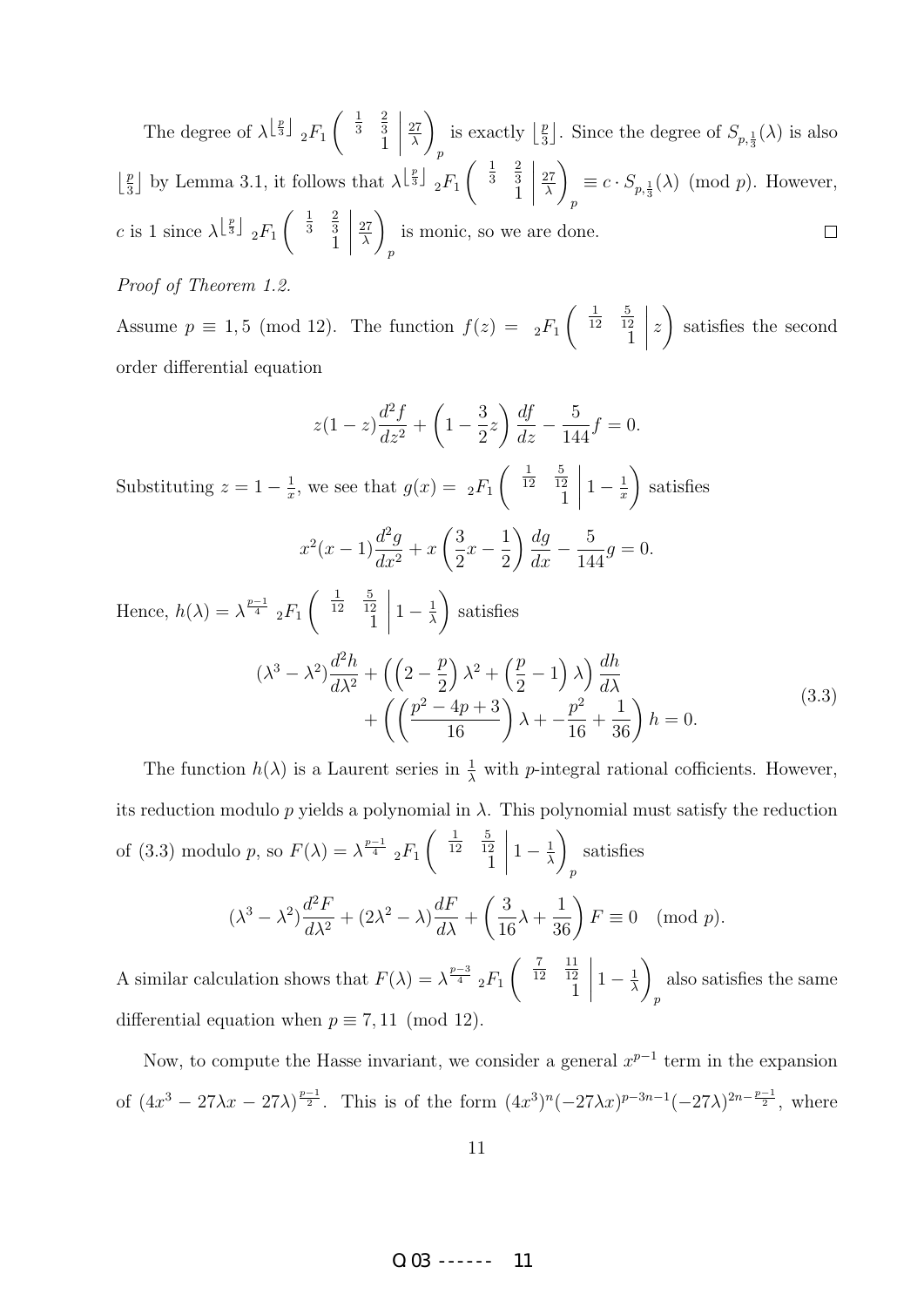The degree of $\lambda^{\lfloor \frac{p}{3} \rfloor} {}_2F_1\left( \begin{array}{cc} \frac{1}{3} & \frac{2}{3} \\ & 1 \end{array} \middle| \frac{27}{\lambda} \right)_p$ is exactly $\lfloor \frac{p}{3} \rfloor$. Since the degree of $S_{p,\frac{1}{3}}(\lambda)$ is also $\lfloor \frac{p}{3} \rfloor$ by Lemma 3.1, it follows that $\lambda^{\lfloor \frac{p}{3} \rfloor} {}_2F_1\left( \begin{array}{cc} \frac{1}{3} & \frac{2}{3} \\ & 1 \end{array} \middle| \frac{27}{\lambda} \right)_p \equiv c \cdot S_{p,\frac{1}{3}}(\lambda) \pmod{p}$. However, $c$ is 1 since $\lambda^{\lfloor \frac{p}{3} \rfloor} {}_2F_1\left( \begin{array}{cc} \frac{1}{3} & \frac{2}{3} \\ & 1 \end{array} \middle| \frac{27}{\lambda} \right)_p$ is monic, so we are done. $\square$

*Proof of Theorem 1.2.*

Assume $p \equiv 1, 5 \pmod{12}$. The function $f(z) = {}_2F_1\left( \begin{array}{cc} \frac{1}{12} & \frac{5}{12} \\ & 1 \end{array} \middle| z \right)$ satisfies the second order differential equation

$$z(1-z)\frac{d^2f}{dz^2} + \left(1 - \frac{3}{2}z\right)\frac{df}{dz} - \frac{5}{144}f = 0.$$

Substituting $z = 1 - \frac{1}{x}$, we see that $g(x) = {}_2F_1\left( \begin{array}{cc} \frac{1}{12} & \frac{5}{12} \\ & 1 \end{array} \middle| 1 - \frac{1}{x} \right)$ satisfies

$$x^2(x-1)\frac{d^2g}{dx^2} + x\left(\frac{3}{2}x - \frac{1}{2}\right)\frac{dg}{dx} - \frac{5}{144}g = 0.$$

Hence, $h(\lambda) = \lambda^{\frac{p-1}{4}} {}_2F_1\left( \begin{array}{cc} \frac{1}{12} & \frac{5}{12} \\ & 1 \end{array} \middle| 1 - \frac{1}{\lambda} \right)$ satisfies

$$\begin{aligned}(\lambda^3 - \lambda^2)\frac{d^2h}{d\lambda^2} &+ \left(\left(2 - \frac{p}{2}\right)\lambda^2 + \left(\frac{p}{2} - 1\right)\lambda\right)\frac{dh}{d\lambda} \\ &+ \left(\left(\frac{p^2 - 4p + 3}{16}\right)\lambda + -\frac{p^2}{16} + \frac{1}{36}\right)h = 0.\end{aligned} \tag{3.3}$$

The function $h(\lambda)$ is a Laurent series in $\frac{1}{\lambda}$ with $p$-integral rational cofficients. However, its reduction modulo $p$ yields a polynomial in $\lambda$. This polynomial must satisfy the reduction of (3.3) modulo $p$, so $F(\lambda) = \lambda^{\frac{p-1}{4}} {}_2F_1\left( \begin{array}{cc} \frac{1}{12} & \frac{5}{12} \\ & 1 \end{array} \middle| 1 - \frac{1}{\lambda} \right)_p$ satisfies

$$(\lambda^3 - \lambda^2)\frac{d^2F}{d\lambda^2} + (2\lambda^2 - \lambda)\frac{dF}{d\lambda} + \left(\frac{3}{16}\lambda + \frac{1}{36}\right)F \equiv 0 \pmod{p}.$$

A similar calculation shows that $F(\lambda) = \lambda^{\frac{p-3}{4}} {}_2F_1\left( \begin{array}{cc} \frac{7}{12} & \frac{11}{12} \\ & 1 \end{array} \middle| 1 - \frac{1}{\lambda} \right)_p$ also satisfies the same differential equation when $p \equiv 7, 11 \pmod{12}$.

Now, to compute the Hasse invariant, we consider a general $x^{p-1}$ term in the expansion of $(4x^3 - 27\lambda x - 27\lambda)^{\frac{p-1}{2}}$. This is of the form $(4x^3)^n(-27\lambda x)^{p-3n-1}(-27\lambda)^{2n-\frac{p-1}{2}}$, where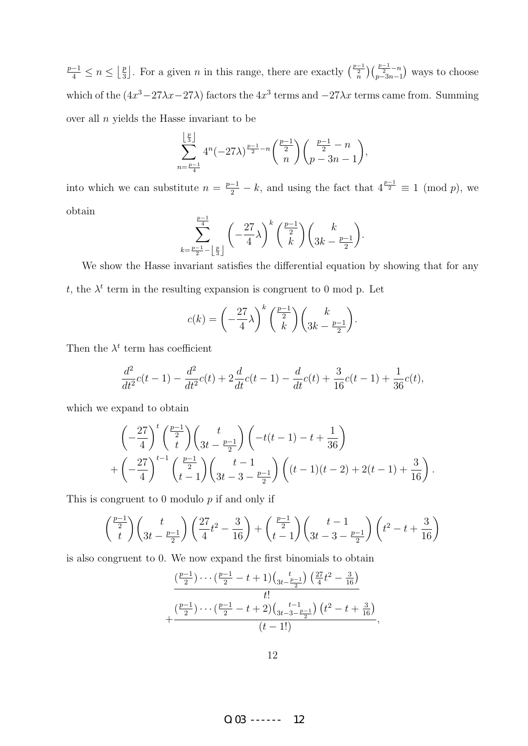$\frac{p-1}{4} \leq n \leq \left\lfloor \frac{p}{3} \right\rfloor$. For a given $n$ in this range, there are exactly $\binom{\frac{p-1}{2}}{n}\binom{\frac{p-1}{2}-n}{p-3n-1}$ ways to choose which of the $(4x^3 - 27\lambda x - 27\lambda)$ factors the $4x^3$ terms and $-27\lambda x$ terms came from. Summing over all $n$ yields the Hasse invariant to be

$$\sum_{n=\frac{p-1}{4}}^{\left\lfloor \frac{p}{3} \right\rfloor} 4^n (-27\lambda)^{\frac{p-1}{2}-n} \binom{\frac{p-1}{2}}{n} \binom{\frac{p-1}{2}-n}{p-3n-1},$$

into which we can substitute $n = \frac{p-1}{2} - k$, and using the fact that $4^{\frac{p-1}{2}} \equiv 1 \pmod{p}$, we obtain

$$\sum_{k=\frac{p-1}{2}-\left\lfloor \frac{p}{3} \right\rfloor}^{\frac{p-1}{4}} \left(-\frac{27}{4}\lambda\right)^k \binom{\frac{p-1}{2}}{k} \binom{k}{3k - \frac{p-1}{2}}.$$

We show the Hasse invariant satisfies the differential equation by showing that for any $t$, the $\lambda^t$ term in the resulting expansion is congruent to 0 mod p. Let

$$c(k) = \left(-\frac{27}{4}\lambda\right)^k \binom{\frac{p-1}{2}}{k} \binom{k}{3k - \frac{p-1}{2}}.$$

Then the $\lambda^t$ term has coefficient

$$\frac{d^2}{dt^2}c(t-1) - \frac{d^2}{dt^2}c(t) + 2\frac{d}{dt}c(t-1) - \frac{d}{dt}c(t) + \frac{3}{16}c(t-1) + \frac{1}{36}c(t),$$

which we expand to obtain

$$\begin{aligned}
&\left(-\frac{27}{4}\right)^t \binom{\frac{p-1}{2}}{t} \binom{t}{3t - \frac{p-1}{2}} \left(-t(t-1) - t + \frac{1}{36}\right) \\
+ &\left(-\frac{27}{4}\right)^{t-1} \binom{\frac{p-1}{2}}{t-1} \binom{t-1}{3t - 3 - \frac{p-1}{2}} \left((t-1)(t-2) + 2(t-1) + \frac{3}{16}\right).
\end{aligned}$$

This is congruent to 0 modulo $p$ if and only if

$$\binom{\frac{p-1}{2}}{t} \binom{t}{3t - \frac{p-1}{2}} \left(\frac{27}{4}t^2 - \frac{3}{16}\right) + \binom{\frac{p-1}{2}}{t-1} \binom{t-1}{3t - 3 - \frac{p-1}{2}} \left(t^2 - t + \frac{3}{16}\right)$$

is also congruent to 0. We now expand the first binomials to obtain

$$\begin{aligned}
&\frac{(\frac{p-1}{2}) \cdots (\frac{p-1}{2} - t + 1)\binom{t}{3t - \frac{p-1}{2}} \left(\frac{27}{4}t^2 - \frac{3}{16}\right)}{t!} \\
+ &\frac{(\frac{p-1}{2}) \cdots (\frac{p-1}{2} - t + 2)\binom{t-1}{3t - 3 - \frac{p-1}{2}} \left(t^2 - t + \frac{3}{16}\right)}{(t - 1!)},
\end{aligned}$$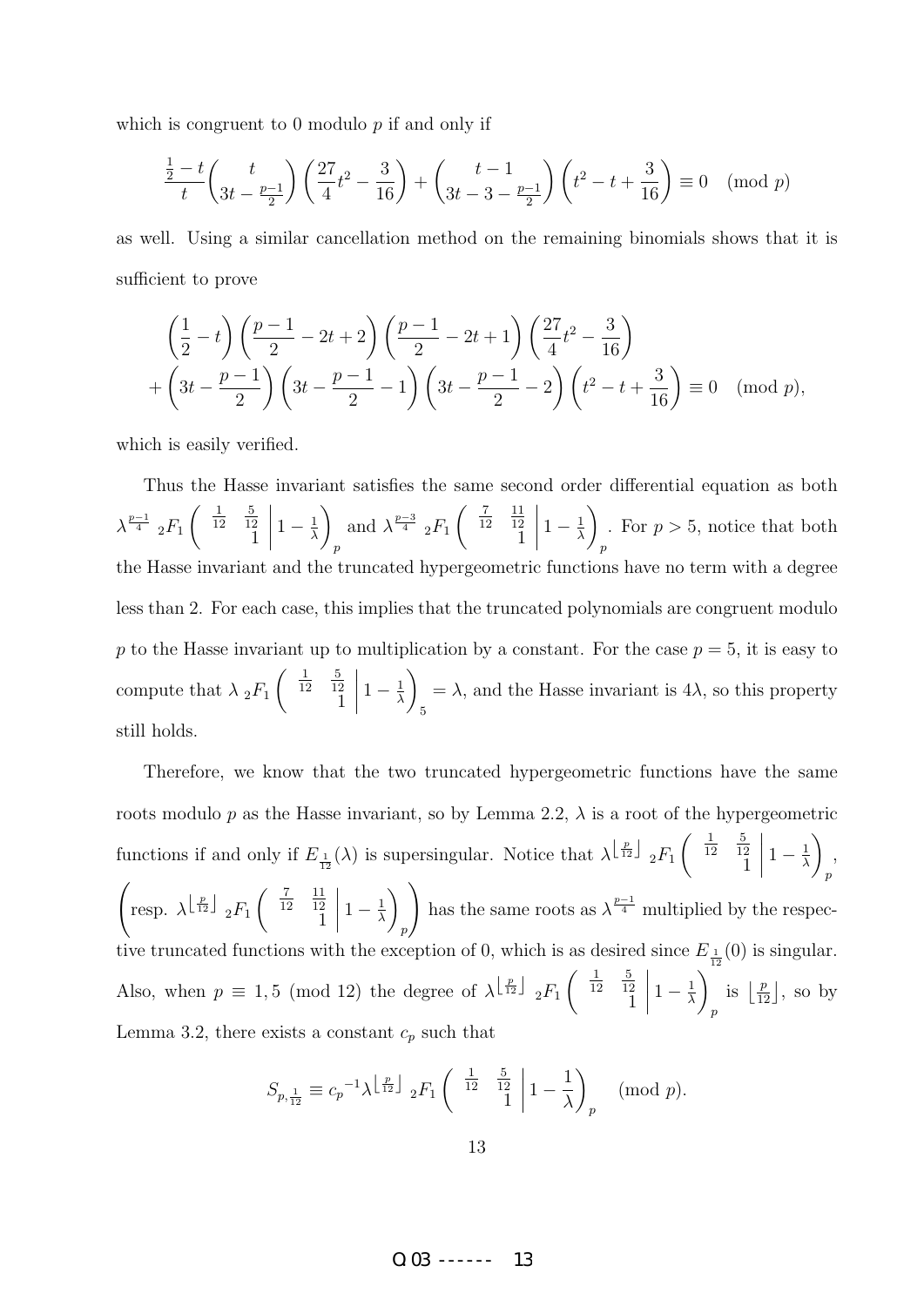which is congruent to 0 modulo $p$ if and only if

$$\frac{\frac{1}{2}-t}{t}\binom{t}{3t-\frac{p-1}{2}}\left(\frac{27}{4}t^2-\frac{3}{16}\right)+\binom{t-1}{3t-3-\frac{p-1}{2}}\left(t^2-t+\frac{3}{16}\right)\equiv 0 \pmod p$$

as well. Using a similar cancellation method on the remaining binomials shows that it is sufficient to prove

$$\left(\frac{1}{2}-t\right)\left(\frac{p-1}{2}-2t+2\right)\left(\frac{p-1}{2}-2t+1\right)\left(\frac{27}{4}t^2-\frac{3}{16}\right)$$
$$+\left(3t-\frac{p-1}{2}\right)\left(3t-\frac{p-1}{2}-1\right)\left(3t-\frac{p-1}{2}-2\right)\left(t^2-t+\frac{3}{16}\right)\equiv 0 \pmod p,$$

which is easily verified.

Thus the Hasse invariant satisfies the same second order differential equation as both $\lambda^{\frac{p-1}{4}}\,{}_2F_1\left(\begin{matrix}\frac{1}{12} & \frac{5}{12}\\ & 1\end{matrix}\,\middle|\,1-\frac{1}{\lambda}\right)_p$ and $\lambda^{\frac{p-3}{4}}\,{}_2F_1\left(\begin{matrix}\frac{7}{12} & \frac{11}{12}\\ & 1\end{matrix}\,\middle|\,1-\frac{1}{\lambda}\right)_p$. For $p>5$, notice that both the Hasse invariant and the truncated hypergeometric functions have no term with a degree less than 2. For each case, this implies that the truncated polynomials are congruent modulo $p$ to the Hasse invariant up to multiplication by a constant. For the case $p=5$, it is easy to compute that $\lambda\,{}_2F_1\left(\begin{matrix}\frac{1}{12} & \frac{5}{12}\\ & 1\end{matrix}\,\middle|\,1-\frac{1}{\lambda}\right)_5=\lambda$, and the Hasse invariant is $4\lambda$, so this property still holds.

Therefore, we know that the two truncated hypergeometric functions have the same roots modulo $p$ as the Hasse invariant, so by Lemma 2.2, $\lambda$ is a root of the hypergeometric functions if and only if $E_{\frac{1}{12}}(\lambda)$ is supersingular. Notice that $\lambda^{\left\lfloor\frac{p}{12}\right\rfloor}\,{}_2F_1\left(\begin{matrix}\frac{1}{12} & \frac{5}{12}\\ & 1\end{matrix}\,\middle|\,1-\frac{1}{\lambda}\right)_p$, $\left(\text{resp. } \lambda^{\left\lfloor\frac{p}{12}\right\rfloor}\,{}_2F_1\left(\begin{matrix}\frac{7}{12} & \frac{11}{12}\\ & 1\end{matrix}\,\middle|\,1-\frac{1}{\lambda}\right)_p\right)$ has the same roots as $\lambda^{\frac{p-1}{4}}$ multiplied by the respective truncated functions with the exception of 0, which is as desired since $E_{\frac{1}{12}}(0)$ is singular. Also, when $p\equiv 1,5 \pmod{12}$ the degree of $\lambda^{\left\lfloor\frac{p}{12}\right\rfloor}\,{}_2F_1\left(\begin{matrix}\frac{1}{12} & \frac{5}{12}\\ & 1\end{matrix}\,\middle|\,1-\frac{1}{\lambda}\right)_p$ is $\left\lfloor\frac{p}{12}\right\rfloor$, so by Lemma 3.2, there exists a constant $c_p$ such that

$$S_{p,\frac{1}{12}}\equiv {c_p}^{-1}\lambda^{\left\lfloor\frac{p}{12}\right\rfloor}\,{}_2F_1\left(\begin{matrix}\frac{1}{12} & \frac{5}{12}\\ & 1\end{matrix}\,\middle|\,1-\frac{1}{\lambda}\right)_p \pmod p.$$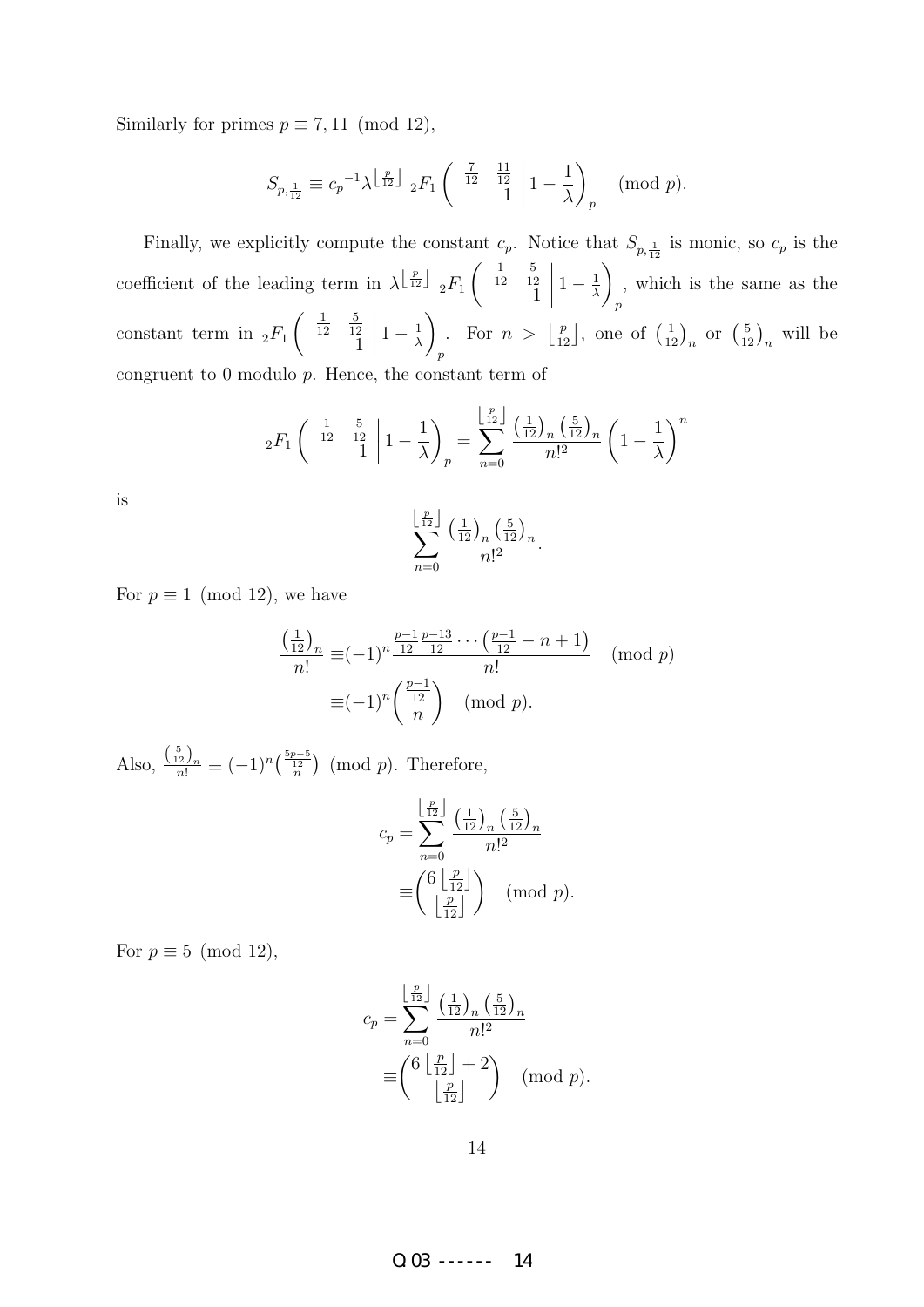Similarly for primes $p \equiv 7, 11 \pmod{12}$,

$$S_{p,\frac{1}{12}} \equiv {c_p}^{-1} \lambda^{\left\lfloor \frac{p}{12} \right\rfloor} {}_2F_1\left( \begin{array}{cc} \frac{7}{12} & \frac{11}{12} \\ & 1 \end{array} \middle| \, 1 - \frac{1}{\lambda} \right)_p \pmod{p}.$$

Finally, we explicitly compute the constant $c_p$. Notice that $S_{p,\frac{1}{12}}$ is monic, so $c_p$ is the coefficient of the leading term in $\lambda^{\left\lfloor \frac{p}{12} \right\rfloor} {}_2F_1\left( \begin{array}{cc} \frac{1}{12} & \frac{5}{12} \\ & 1 \end{array} \middle| \, 1 - \frac{1}{\lambda} \right)_p$, which is the same as the constant term in ${}_2F_1\left( \begin{array}{cc} \frac{1}{12} & \frac{5}{12} \\ & 1 \end{array} \middle| \, 1 - \frac{1}{\lambda} \right)_p$. For $n > \left\lfloor \frac{p}{12} \right\rfloor$, one of $\left(\frac{1}{12}\right)_n$ or $\left(\frac{5}{12}\right)_n$ will be congruent to 0 modulo $p$. Hence, the constant term of

$${}_2F_1\left( \begin{array}{cc} \frac{1}{12} & \frac{5}{12} \\ & 1 \end{array} \middle| \, 1 - \frac{1}{\lambda} \right)_p = \sum_{n=0}^{\left\lfloor \frac{p}{12} \right\rfloor} \frac{\left(\frac{1}{12}\right)_n \left(\frac{5}{12}\right)_n}{n!^2} \left(1 - \frac{1}{\lambda}\right)^n$$

is

$$\sum_{n=0}^{\left\lfloor \frac{p}{12} \right\rfloor} \frac{\left(\frac{1}{12}\right)_n \left(\frac{5}{12}\right)_n}{n!^2}.$$

For $p \equiv 1 \pmod{12}$, we have

$$\begin{aligned} \frac{\left(\frac{1}{12}\right)_n}{n!} &\equiv (-1)^n \frac{\frac{p-1}{12} \frac{p-13}{12} \cdots \left(\frac{p-1}{12} - n + 1\right)}{n!} \pmod{p} \\ &\equiv (-1)^n \binom{\frac{p-1}{12}}{n} \pmod{p}. \end{aligned}$$

Also, $\frac{\left(\frac{5}{12}\right)_n}{n!} \equiv (-1)^n \binom{\frac{5p-5}{12}}{n} \pmod{p}$. Therefore,

$$\begin{aligned} c_p &= \sum_{n=0}^{\left\lfloor \frac{p}{12} \right\rfloor} \frac{\left(\frac{1}{12}\right)_n \left(\frac{5}{12}\right)_n}{n!^2} \\ &\equiv \binom{6\left\lfloor \frac{p}{12} \right\rfloor}{\left\lfloor \frac{p}{12} \right\rfloor} \pmod{p}. \end{aligned}$$

For $p \equiv 5 \pmod{12}$,

$$\begin{aligned} c_p &= \sum_{n=0}^{\left\lfloor \frac{p}{12} \right\rfloor} \frac{\left(\frac{1}{12}\right)_n \left(\frac{5}{12}\right)_n}{n!^2} \\ &\equiv \binom{6\left\lfloor \frac{p}{12} \right\rfloor + 2}{\left\lfloor \frac{p}{12} \right\rfloor} \pmod{p}. \end{aligned}$$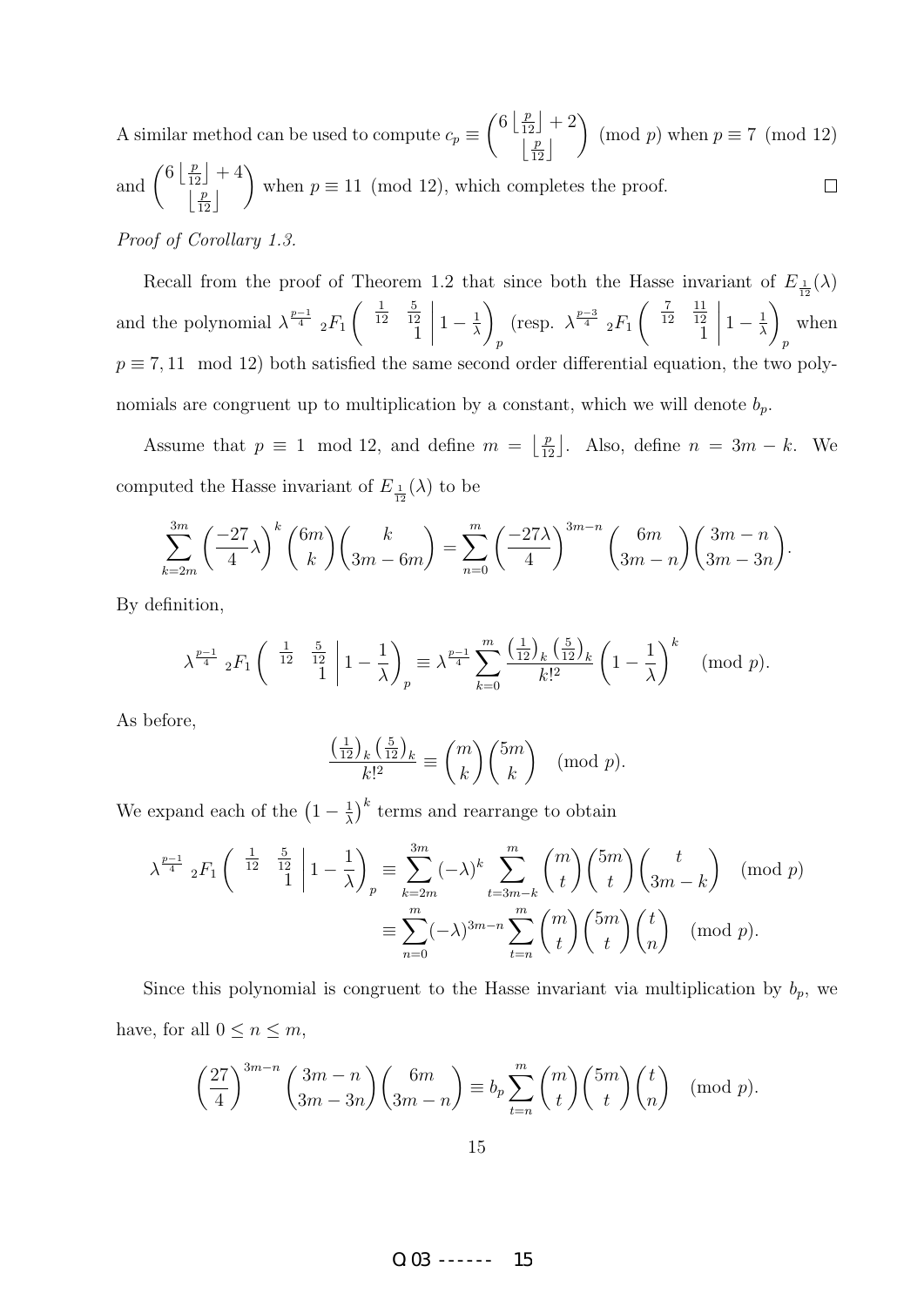A similar method can be used to compute $c_p \equiv \binom{6\left\lfloor \frac{p}{12} \right\rfloor + 2}{\left\lfloor \frac{p}{12} \right\rfloor} \pmod p$ when $p \equiv 7 \pmod{12}$ and $\binom{6\left\lfloor \frac{p}{12} \right\rfloor + 4}{\left\lfloor \frac{p}{12} \right\rfloor}$ when $p \equiv 11 \pmod{12}$, which completes the proof. $\square$

*Proof of Corollary 1.3.*

Recall from the proof of Theorem 1.2 that since both the Hasse invariant of $E_{\frac{1}{12}}(\lambda)$ and the polynomial $\lambda^{\frac{p-1}{4}}\ {}_2F_1\left( \begin{matrix} \frac{1}{12} & \frac{5}{12} \\ & 1 \end{matrix} \,\middle|\, 1 - \frac{1}{\lambda} \right)_p$ (resp. $\lambda^{\frac{p-3}{4}}\ {}_2F_1\left( \begin{matrix} \frac{7}{12} & \frac{11}{12} \\ & 1 \end{matrix} \,\middle|\, 1 - \frac{1}{\lambda} \right)_p$ when $p \equiv 7, 11 \mod 12$) both satisfied the same second order differential equation, the two polynomials are congruent up to multiplication by a constant, which we will denote $b_p$.

Assume that $p \equiv 1 \mod 12$, and define $m = \left\lfloor \frac{p}{12} \right\rfloor$. Also, define $n = 3m - k$. We computed the Hasse invariant of $E_{\frac{1}{12}}(\lambda)$ to be

$$\sum_{k=2m}^{3m} \left( \frac{-27}{4} \lambda \right)^k \binom{6m}{k} \binom{k}{3m - 6m} = \sum_{n=0}^{m} \left( \frac{-27\lambda}{4} \right)^{3m-n} \binom{6m}{3m-n} \binom{3m-n}{3m-3n}.$$

By definition,

$$\lambda^{\frac{p-1}{4}}\ {}_2F_1\left( \begin{matrix} \frac{1}{12} & \frac{5}{12} \\ & 1 \end{matrix} \,\middle|\, 1 - \frac{1}{\lambda} \right)_p \equiv \lambda^{\frac{p-1}{4}} \sum_{k=0}^{m} \frac{\left(\frac{1}{12}\right)_k \left(\frac{5}{12}\right)_k}{k!^2} \left(1 - \frac{1}{\lambda}\right)^k \pmod p.$$

As before,

$$\frac{\left(\frac{1}{12}\right)_k \left(\frac{5}{12}\right)_k}{k!^2} \equiv \binom{m}{k}\binom{5m}{k} \pmod p.$$

We expand each of the $\left(1 - \frac{1}{\lambda}\right)^k$ terms and rearrange to obtain

$$\begin{aligned} \lambda^{\frac{p-1}{4}}\ {}_2F_1\left( \begin{matrix} \frac{1}{12} & \frac{5}{12} \\ & 1 \end{matrix} \,\middle|\, 1 - \frac{1}{\lambda} \right)_p &\equiv \sum_{k=2m}^{3m} (-\lambda)^k \sum_{t=3m-k}^{m} \binom{m}{t}\binom{5m}{t}\binom{t}{3m-k} \pmod p \\ &\equiv \sum_{n=0}^{m} (-\lambda)^{3m-n} \sum_{t=n}^{m} \binom{m}{t}\binom{5m}{t}\binom{t}{n} \pmod p. \end{aligned}$$

Since this polynomial is congruent to the Hasse invariant via multiplication by $b_p$, we have, for all $0 \leq n \leq m$,

$$\left(\frac{27}{4}\right)^{3m-n} \binom{3m-n}{3m-3n}\binom{6m}{3m-n} \equiv b_p \sum_{t=n}^{m} \binom{m}{t}\binom{5m}{t}\binom{t}{n} \pmod p.$$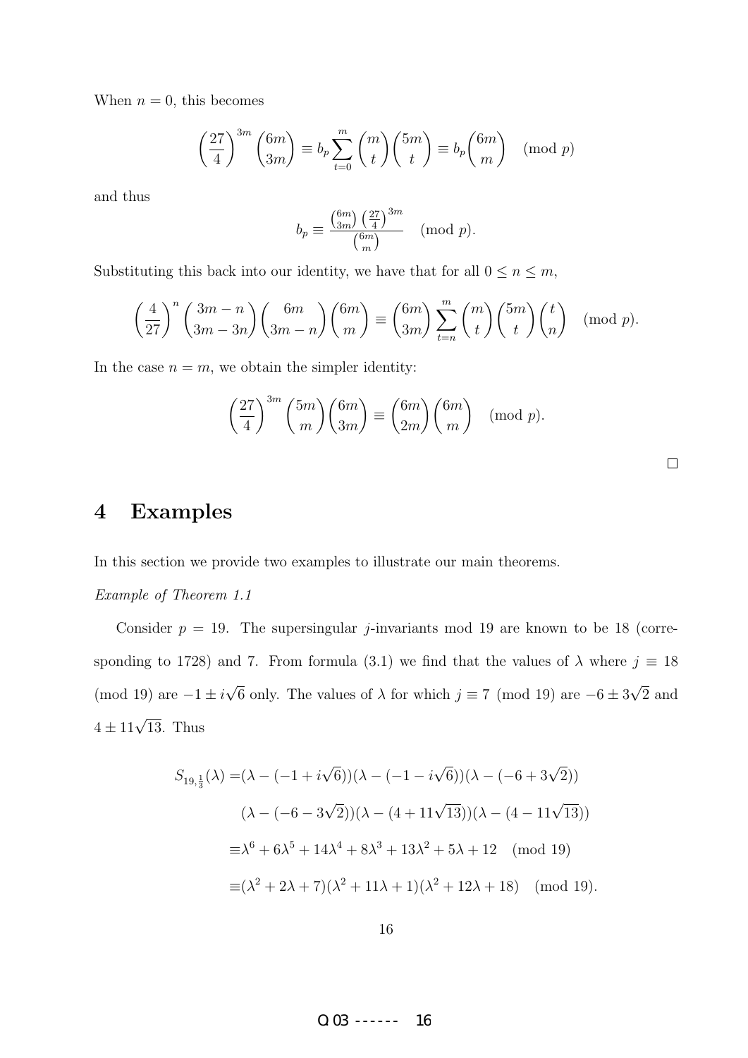When $n = 0$, this becomes

$$\left(\frac{27}{4}\right)^{3m} \binom{6m}{3m} \equiv b_p \sum_{t=0}^{m} \binom{m}{t}\binom{5m}{t} \equiv b_p \binom{6m}{m} \pmod{p}$$

and thus

$$b_p \equiv \frac{\binom{6m}{3m}\left(\frac{27}{4}\right)^{3m}}{\binom{6m}{m}} \pmod{p}.$$

Substituting this back into our identity, we have that for all $0 \leq n \leq m$,

$$\left(\frac{4}{27}\right)^{n} \binom{3m-n}{3m-3n}\binom{6m}{3m-n}\binom{6m}{m} \equiv \binom{6m}{3m} \sum_{t=n}^{m} \binom{m}{t}\binom{5m}{t}\binom{t}{n} \pmod{p}.$$

In the case $n = m$, we obtain the simpler identity:

$$\left(\frac{27}{4}\right)^{3m} \binom{5m}{m}\binom{6m}{3m} \equiv \binom{6m}{2m}\binom{6m}{m} \pmod{p}.$$

□

# 4 Examples

In this section we provide two examples to illustrate our main theorems.

*Example of Theorem 1.1*

Consider $p = 19$. The supersingular $j$-invariants mod 19 are known to be 18 (corresponding to 1728) and 7. From formula (3.1) we find that the values of $\lambda$ where $j \equiv 18 \pmod{19}$ are $-1 \pm i\sqrt{6}$ only. The values of $\lambda$ for which $j \equiv 7 \pmod{19}$ are $-6 \pm 3\sqrt{2}$ and $4 \pm 11\sqrt{13}$. Thus

$$\begin{aligned}
S_{19,\frac{1}{3}}(\lambda) =& (\lambda - (-1 + i\sqrt{6}))(\lambda - (-1 - i\sqrt{6}))(\lambda - (-6 + 3\sqrt{2})) \\
& (\lambda - (-6 - 3\sqrt{2}))(\lambda - (4 + 11\sqrt{13}))(\lambda - (4 - 11\sqrt{13})) \\
\equiv& \lambda^6 + 6\lambda^5 + 14\lambda^4 + 8\lambda^3 + 13\lambda^2 + 5\lambda + 12 \pmod{19} \\
\equiv& (\lambda^2 + 2\lambda + 7)(\lambda^2 + 11\lambda + 1)(\lambda^2 + 12\lambda + 18) \pmod{19}.
\end{aligned}$$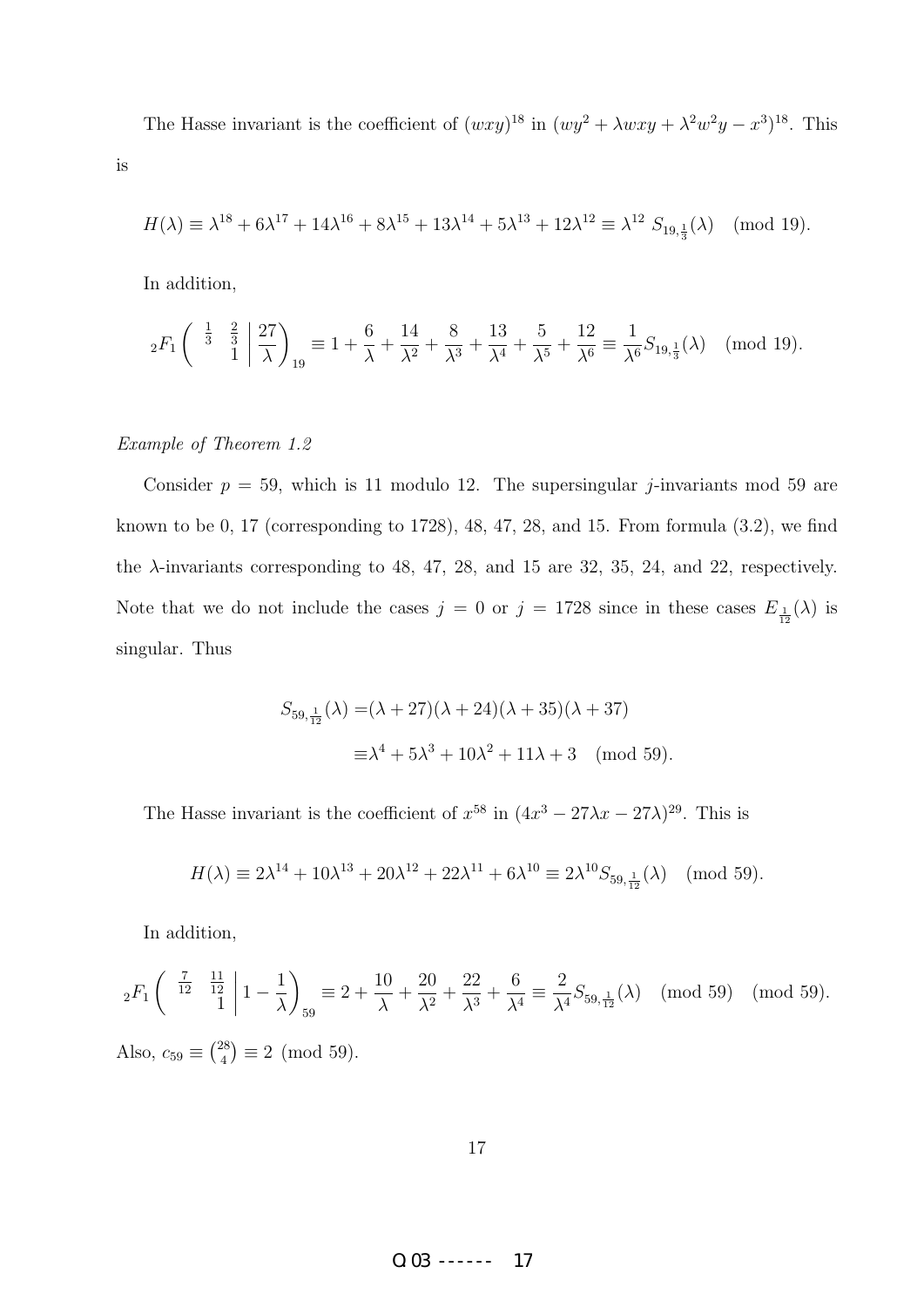The Hasse invariant is the coefficient of $(wxy)^{18}$ in $(wy^2 + \lambda wxy + \lambda^2 w^2 y - x^3)^{18}$. This is

$$H(\lambda) \equiv \lambda^{18} + 6\lambda^{17} + 14\lambda^{16} + 8\lambda^{15} + 13\lambda^{14} + 5\lambda^{13} + 12\lambda^{12} \equiv \lambda^{12}\, S_{19,\frac{1}{3}}(\lambda) \pmod{19}.$$

In addition,

$${}_2F_1\left(\begin{array}{cc} \frac{1}{3} & \frac{2}{3} \\ & 1 \end{array} \,\middle|\, \frac{27}{\lambda}\right)_{19} \equiv 1 + \frac{6}{\lambda} + \frac{14}{\lambda^2} + \frac{8}{\lambda^3} + \frac{13}{\lambda^4} + \frac{5}{\lambda^5} + \frac{12}{\lambda^6} \equiv \frac{1}{\lambda^6} S_{19,\frac{1}{3}}(\lambda) \pmod{19}.$$

*Example of Theorem 1.2*

Consider $p = 59$, which is 11 modulo 12. The supersingular $j$-invariants mod 59 are known to be 0, 17 (corresponding to 1728), 48, 47, 28, and 15. From formula (3.2), we find the $\lambda$-invariants corresponding to 48, 47, 28, and 15 are 32, 35, 24, and 22, respectively. Note that we do not include the cases $j = 0$ or $j = 1728$ since in these cases $E_{\frac{1}{12}}(\lambda)$ is singular. Thus

$$\begin{aligned} S_{59,\frac{1}{12}}(\lambda) =& (\lambda + 27)(\lambda + 24)(\lambda + 35)(\lambda + 37) \\ \equiv& \lambda^4 + 5\lambda^3 + 10\lambda^2 + 11\lambda + 3 \pmod{59}. \end{aligned}$$

The Hasse invariant is the coefficient of $x^{58}$ in $(4x^3 - 27\lambda x - 27\lambda)^{29}$. This is

$$H(\lambda) \equiv 2\lambda^{14} + 10\lambda^{13} + 20\lambda^{12} + 22\lambda^{11} + 6\lambda^{10} \equiv 2\lambda^{10} S_{59,\frac{1}{12}}(\lambda) \pmod{59}.$$

In addition,

$${}_2F_1\left(\begin{array}{cc} \frac{7}{12} & \frac{11}{12} \\ & 1 \end{array} \,\middle|\, 1 - \frac{1}{\lambda}\right)_{59} \equiv 2 + \frac{10}{\lambda} + \frac{20}{\lambda^2} + \frac{22}{\lambda^3} + \frac{6}{\lambda^4} \equiv \frac{2}{\lambda^4} S_{59,\frac{1}{12}}(\lambda) \pmod{59} \pmod{59}.$$

Also, $c_{59} \equiv \binom{28}{4} \equiv 2 \pmod{59}$.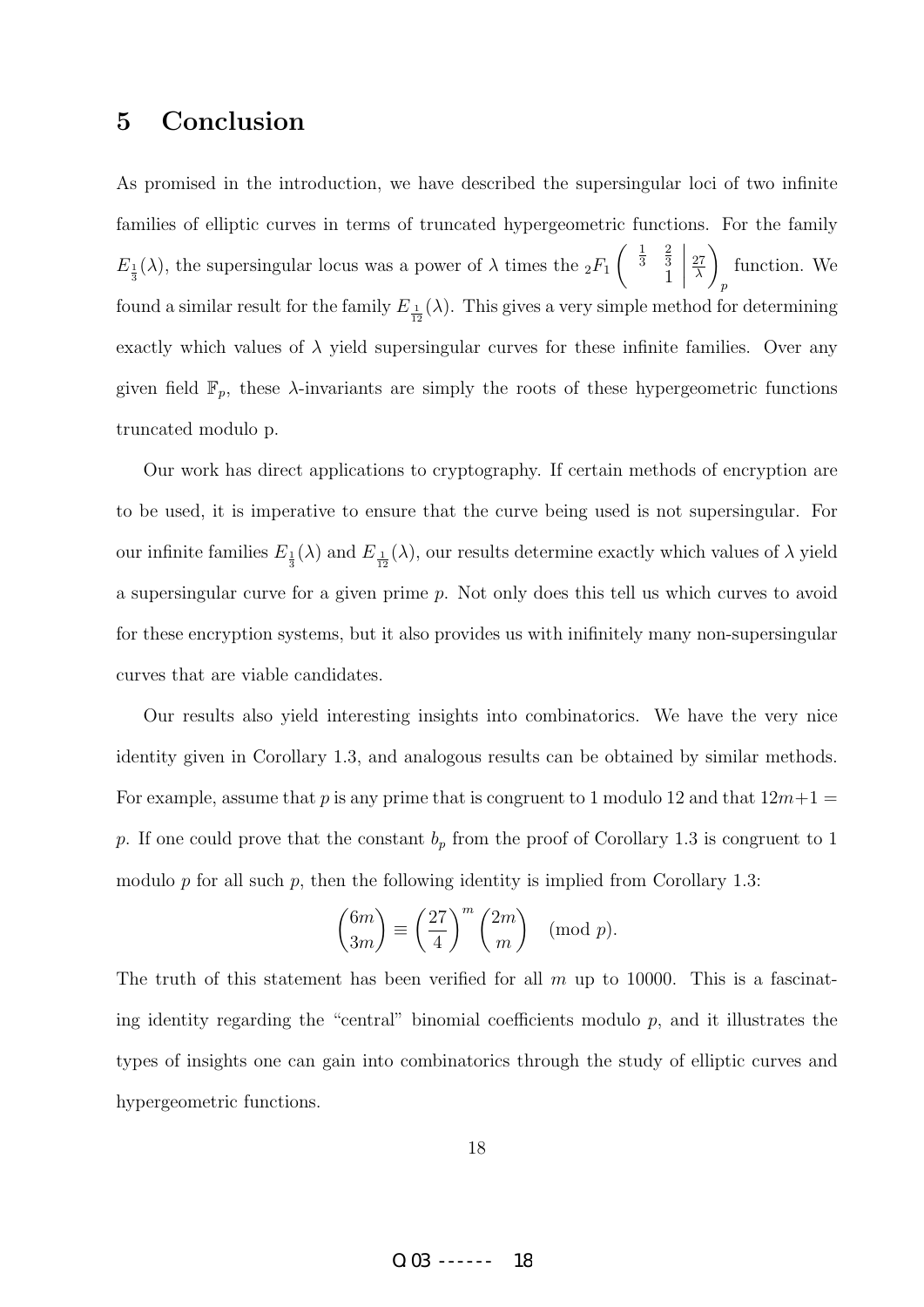# 5 Conclusion

As promised in the introduction, we have described the supersingular loci of two infinite families of elliptic curves in terms of truncated hypergeometric functions. For the family $E_{\frac{1}{3}}(\lambda)$, the supersingular locus was a power of $\lambda$ times the ${}_2F_1\left(\begin{array}{cc|c} \frac{1}{3} & \frac{2}{3} & \frac{27}{\lambda} \\ & 1 & \end{array}\right)_p$ function. We found a similar result for the family $E_{\frac{1}{12}}(\lambda)$. This gives a very simple method for determining exactly which values of $\lambda$ yield supersingular curves for these infinite families. Over any given field $\mathbb{F}_p$, these $\lambda$-invariants are simply the roots of these hypergeometric functions truncated modulo p.

Our work has direct applications to cryptography. If certain methods of encryption are to be used, it is imperative to ensure that the curve being used is not supersingular. For our infinite families $E_{\frac{1}{3}}(\lambda)$ and $E_{\frac{1}{12}}(\lambda)$, our results determine exactly which values of $\lambda$ yield a supersingular curve for a given prime $p$. Not only does this tell us which curves to avoid for these encryption systems, but it also provides us with inifinitely many non-supersingular curves that are viable candidates.

Our results also yield interesting insights into combinatorics. We have the very nice identity given in Corollary 1.3, and analogous results can be obtained by similar methods. For example, assume that $p$ is any prime that is congruent to 1 modulo 12 and that $12m+1 = p$. If one could prove that the constant $b_p$ from the proof of Corollary 1.3 is congruent to 1 modulo $p$ for all such $p$, then the following identity is implied from Corollary 1.3:

$$\binom{6m}{3m} \equiv \left(\frac{27}{4}\right)^m \binom{2m}{m} \pmod{p}.$$

The truth of this statement has been verified for all $m$ up to 10000. This is a fascinating identity regarding the "central" binomial coefficients modulo $p$, and it illustrates the types of insights one can gain into combinatorics through the study of elliptic curves and hypergeometric functions.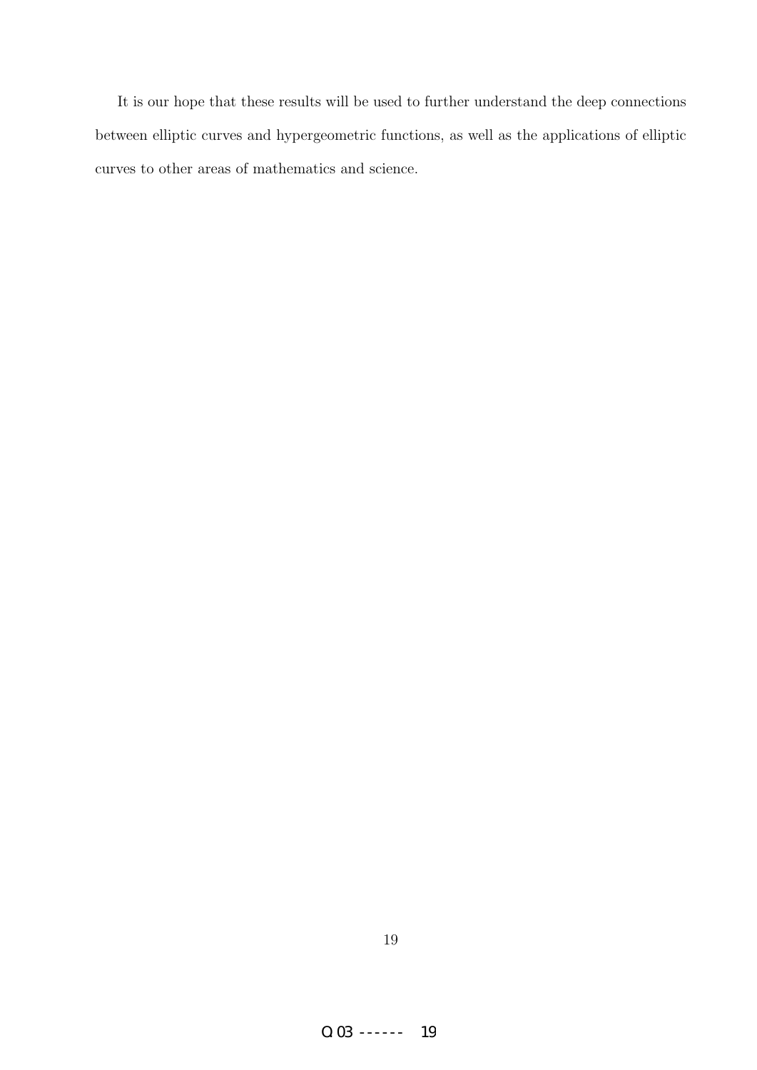It is our hope that these results will be used to further understand the deep connections between elliptic curves and hypergeometric functions, as well as the applications of elliptic curves to other areas of mathematics and science.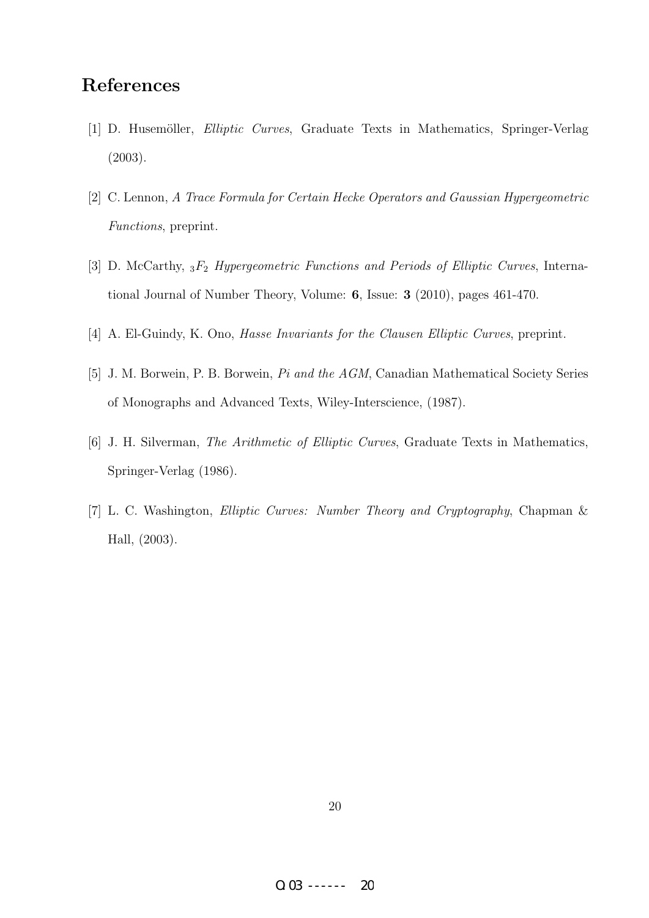## References

[1] D. Husemöller, *Elliptic Curves*, Graduate Texts in Mathematics, Springer-Verlag (2003).

[2] C. Lennon, *A Trace Formula for Certain Hecke Operators and Gaussian Hypergeometric Functions*, preprint.

[3] D. McCarthy, *${}_3F_2$ Hypergeometric Functions and Periods of Elliptic Curves*, International Journal of Number Theory, Volume: **6**, Issue: **3** (2010), pages 461-470.

[4] A. El-Guindy, K. Ono, *Hasse Invariants for the Clausen Elliptic Curves*, preprint.

[5] J. M. Borwein, P. B. Borwein, *Pi and the AGM*, Canadian Mathematical Society Series of Monographs and Advanced Texts, Wiley-Interscience, (1987).

[6] J. H. Silverman, *The Arithmetic of Elliptic Curves*, Graduate Texts in Mathematics, Springer-Verlag (1986).

[7] L. C. Washington, *Elliptic Curves: Number Theory and Cryptography*, Chapman & Hall, (2003).